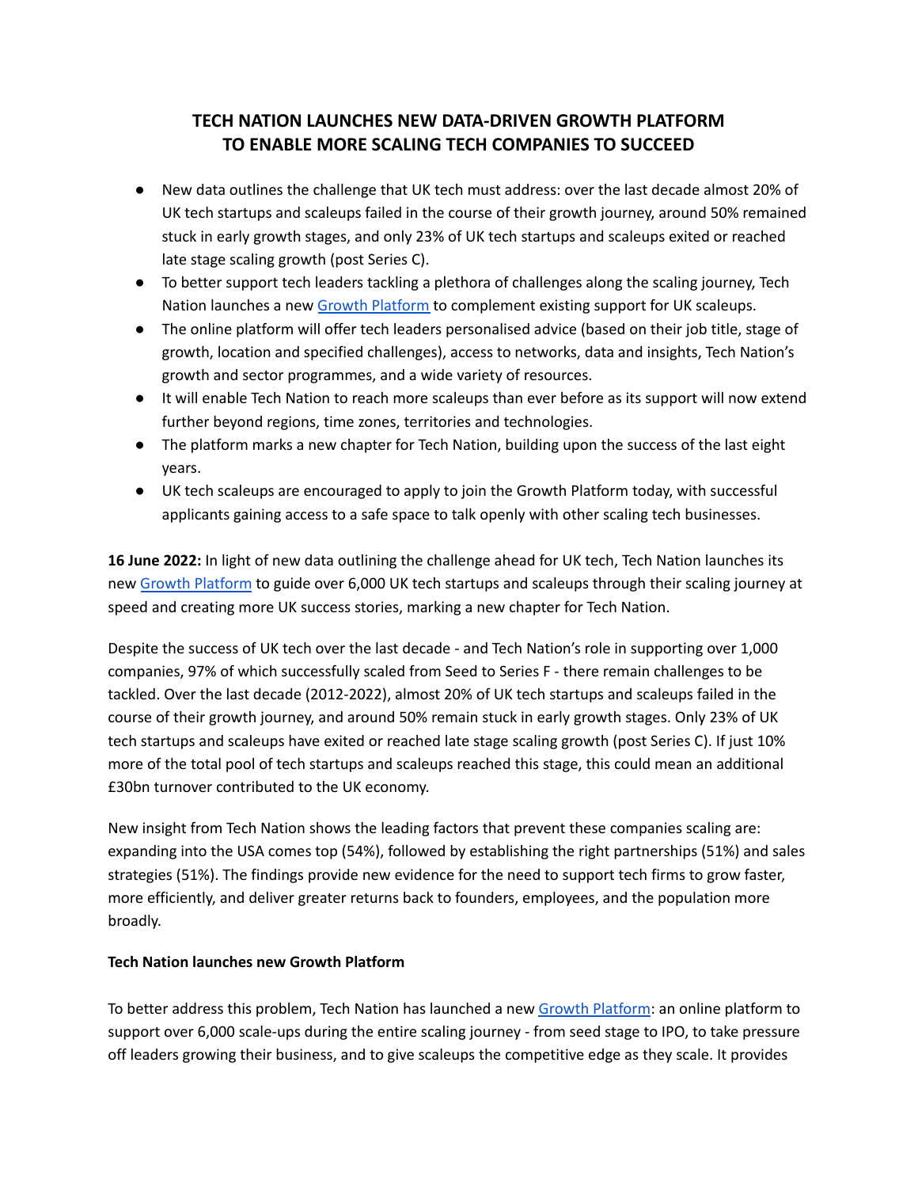# TECH NATION LAUNCHES NEW DATA-DRIVEN GROWTH PLATFORM TO ENABLE MORE SCALING TECH COMPANIES TO SUCCEED

- New data outlines the challenge that UK tech must address: over the last decade almost 20% of UK tech startups and scaleups failed in the course of their growth journey, around 50% remained stuck in early growth stages, and only 23% of UK tech startups and scaleups exited or reached late stage scaling growth (post Series C).
- To better support tech leaders tackling a plethora of challenges along the scaling journey, Tech Nation launches a new Growth Platform to complement existing support for UK scaleups.
- The online platform will offer tech leaders personalised advice (based on their job title, stage of growth, location and specified challenges), access to networks, data and insights, Tech Nation's growth and sector programmes, and a wide variety of resources.
- It will enable Tech Nation to reach more scaleups than ever before as its support will now extend further beyond regions, time zones, territories and technologies.
- The platform marks a new chapter for Tech Nation, building upon the success of the last eight years.
- UK tech scaleups are encouraged to apply to join the Growth Platform today, with successful applicants gaining access to a safe space to talk openly with other scaling tech businesses.

**16 June 2022:** In light of new data outlining the challenge ahead for UK tech, Tech Nation launches its new Growth Platform to guide over 6,000 UK tech startups and scaleups through their scaling journey at speed and creating more UK success stories, marking a new chapter for Tech Nation.

Despite the success of UK tech over the last decade - and Tech Nation's role in supporting over 1,000 companies, 97% of which successfully scaled from Seed to Series F - there remain challenges to be tackled. Over the last decade (2012-2022), almost 20% of UK tech startups and scaleups failed in the course of their growth journey, and around 50% remain stuck in early growth stages. Only 23% of UK tech startups and scaleups have exited or reached late stage scaling growth (post Series C). If just 10% more of the total pool of tech startups and scaleups reached this stage, this could mean an additional £30bn turnover contributed to the UK economy.

New insight from Tech Nation shows the leading factors that prevent these companies scaling are: expanding into the USA comes top (54%), followed by establishing the right partnerships (51%) and sales strategies (51%). The findings provide new evidence for the need to support tech firms to grow faster, more efficiently, and deliver greater returns back to founders, employees, and the population more broadly.

**Tech Nation launches new Growth Platform**

To better address this problem, Tech Nation has launched a new Growth Platform: an online platform to support over 6,000 scale-ups during the entire scaling journey - from seed stage to IPO, to take pressure off leaders growing their business, and to give scaleups the competitive edge as they scale. It provides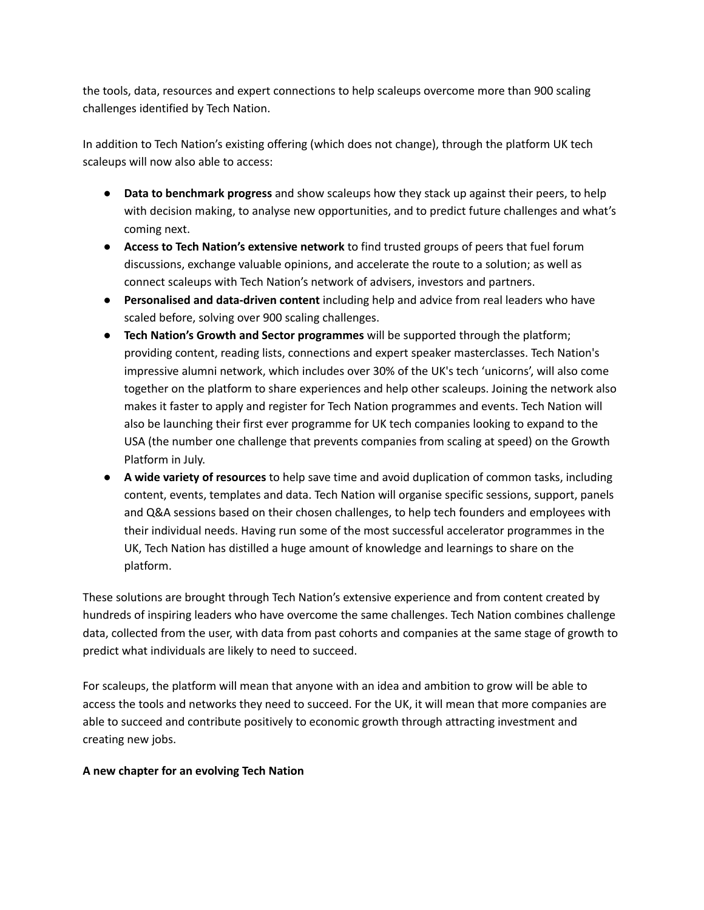the tools, data, resources and expert connections to help scaleups overcome more than 900 scaling challenges identified by Tech Nation.

In addition to Tech Nation's existing offering (which does not change), through the platform UK tech scaleups will now also able to access:

- **Data to benchmark progress** and show scaleups how they stack up against their peers, to help with decision making, to analyse new opportunities, and to predict future challenges and what's coming next.
- **Access to Tech Nation's extensive network** to find trusted groups of peers that fuel forum discussions, exchange valuable opinions, and accelerate the route to a solution; as well as connect scaleups with Tech Nation's network of advisers, investors and partners.
- **Personalised and data-driven content** including help and advice from real leaders who have scaled before, solving over 900 scaling challenges.
- **Tech Nation's Growth and Sector programmes** will be supported through the platform; providing content, reading lists, connections and expert speaker masterclasses. Tech Nation's impressive alumni network, which includes over 30% of the UK's tech 'unicorns', will also come together on the platform to share experiences and help other scaleups. Joining the network also makes it faster to apply and register for Tech Nation programmes and events. Tech Nation will also be launching their first ever programme for UK tech companies looking to expand to the USA (the number one challenge that prevents companies from scaling at speed) on the Growth Platform in July.
- **A wide variety of resources** to help save time and avoid duplication of common tasks, including content, events, templates and data. Tech Nation will organise specific sessions, support, panels and Q&A sessions based on their chosen challenges, to help tech founders and employees with their individual needs. Having run some of the most successful accelerator programmes in the UK, Tech Nation has distilled a huge amount of knowledge and learnings to share on the platform.

These solutions are brought through Tech Nation's extensive experience and from content created by hundreds of inspiring leaders who have overcome the same challenges. Tech Nation combines challenge data, collected from the user, with data from past cohorts and companies at the same stage of growth to predict what individuals are likely to need to succeed.

For scaleups, the platform will mean that anyone with an idea and ambition to grow will be able to access the tools and networks they need to succeed. For the UK, it will mean that more companies are able to succeed and contribute positively to economic growth through attracting investment and creating new jobs.

**A new chapter for an evolving Tech Nation**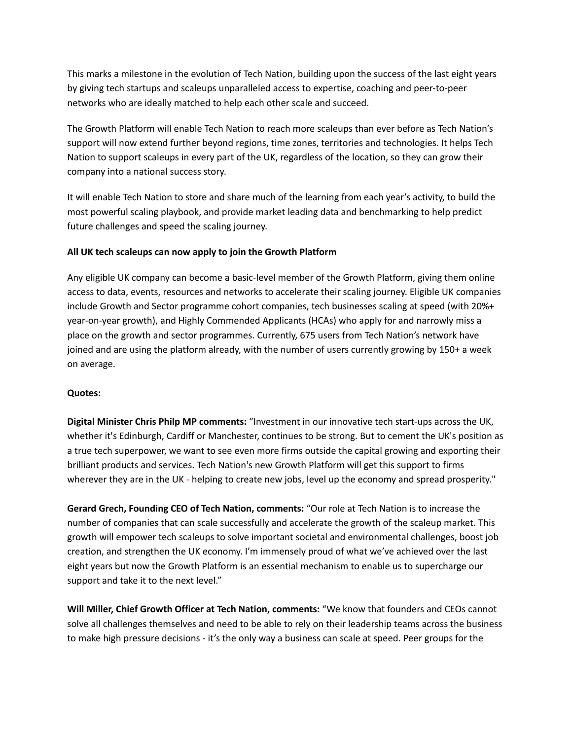This marks a milestone in the evolution of Tech Nation, building upon the success of the last eight years by giving tech startups and scaleups unparalleled access to expertise, coaching and peer-to-peer networks who are ideally matched to help each other scale and succeed.

The Growth Platform will enable Tech Nation to reach more scaleups than ever before as Tech Nation's support will now extend further beyond regions, time zones, territories and technologies. It helps Tech Nation to support scaleups in every part of the UK, regardless of the location, so they can grow their company into a national success story.

It will enable Tech Nation to store and share much of the learning from each year's activity, to build the most powerful scaling playbook, and provide market leading data and benchmarking to help predict future challenges and speed the scaling journey.

**All UK tech scaleups can now apply to join the Growth Platform**

Any eligible UK company can become a basic-level member of the Growth Platform, giving them online access to data, events, resources and networks to accelerate their scaling journey. Eligible UK companies include Growth and Sector programme cohort companies, tech businesses scaling at speed (with 20%+ year-on-year growth), and Highly Commended Applicants (HCAs) who apply for and narrowly miss a place on the growth and sector programmes. Currently, 675 users from Tech Nation's network have joined and are using the platform already, with the number of users currently growing by 150+ a week on average.

**Quotes:**

**Digital Minister Chris Philp MP comments:** "Investment in our innovative tech start-ups across the UK, whether it's Edinburgh, Cardiff or Manchester, continues to be strong. But to cement the UK's position as a true tech superpower, we want to see even more firms outside the capital growing and exporting their brilliant products and services. Tech Nation's new Growth Platform will get this support to firms wherever they are in the UK - helping to create new jobs, level up the economy and spread prosperity."

**Gerard Grech, Founding CEO of Tech Nation, comments:** "Our role at Tech Nation is to increase the number of companies that can scale successfully and accelerate the growth of the scaleup market. This growth will empower tech scaleups to solve important societal and environmental challenges, boost job creation, and strengthen the UK economy. I'm immensely proud of what we've achieved over the last eight years but now the Growth Platform is an essential mechanism to enable us to supercharge our support and take it to the next level."

**Will Miller, Chief Growth Officer at Tech Nation, comments:** "We know that founders and CEOs cannot solve all challenges themselves and need to be able to rely on their leadership teams across the business to make high pressure decisions - it's the only way a business can scale at speed. Peer groups for the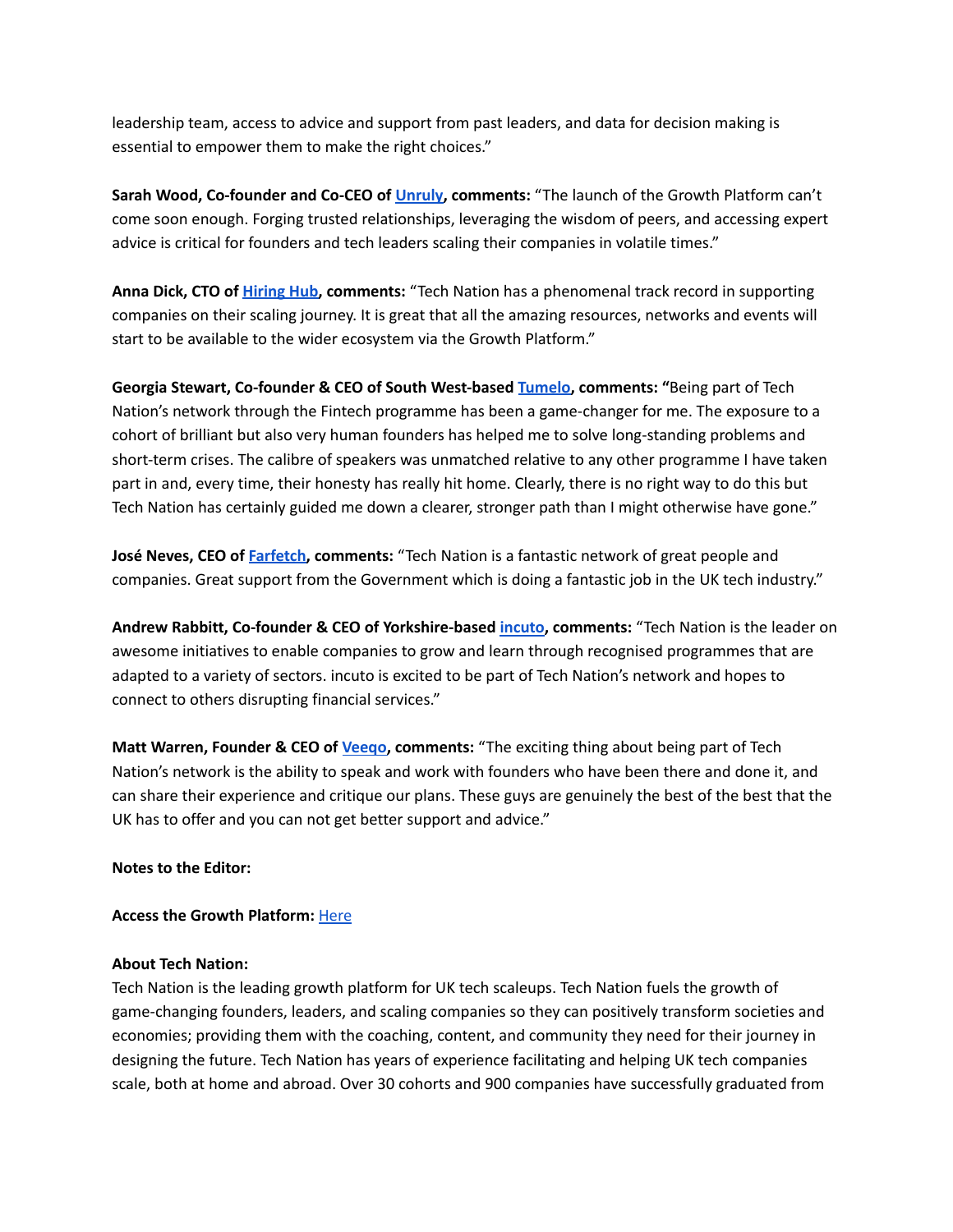leadership team, access to advice and support from past leaders, and data for decision making is essential to empower them to make the right choices."

**Sarah Wood, Co-founder and Co-CEO of Unruly, comments:** "The launch of the Growth Platform can't come soon enough. Forging trusted relationships, leveraging the wisdom of peers, and accessing expert advice is critical for founders and tech leaders scaling their companies in volatile times."

**Anna Dick, CTO of Hiring Hub, comments:** "Tech Nation has a phenomenal track record in supporting companies on their scaling journey. It is great that all the amazing resources, networks and events will start to be available to the wider ecosystem via the Growth Platform."

**Georgia Stewart, Co-founder & CEO of South West-based Tumelo, comments:** "Being part of Tech Nation's network through the Fintech programme has been a game-changer for me. The exposure to a cohort of brilliant but also very human founders has helped me to solve long-standing problems and short-term crises. The calibre of speakers was unmatched relative to any other programme I have taken part in and, every time, their honesty has really hit home. Clearly, there is no right way to do this but Tech Nation has certainly guided me down a clearer, stronger path than I might otherwise have gone."

**José Neves, CEO of Farfetch, comments:** "Tech Nation is a fantastic network of great people and companies. Great support from the Government which is doing a fantastic job in the UK tech industry."

**Andrew Rabbitt, Co-founder & CEO of Yorkshire-based incuto, comments:** "Tech Nation is the leader on awesome initiatives to enable companies to grow and learn through recognised programmes that are adapted to a variety of sectors. incuto is excited to be part of Tech Nation's network and hopes to connect to others disrupting financial services."

**Matt Warren, Founder & CEO of Veeqo, comments:** "The exciting thing about being part of Tech Nation's network is the ability to speak and work with founders who have been there and done it, and can share their experience and critique our plans. These guys are genuinely the best of the best that the UK has to offer and you can not get better support and advice."

**Notes to the Editor:**

**Access the Growth Platform:** Here

**About Tech Nation:**
Tech Nation is the leading growth platform for UK tech scaleups. Tech Nation fuels the growth of game-changing founders, leaders, and scaling companies so they can positively transform societies and economies; providing them with the coaching, content, and community they need for their journey in designing the future. Tech Nation has years of experience facilitating and helping UK tech companies scale, both at home and abroad. Over 30 cohorts and 900 companies have successfully graduated from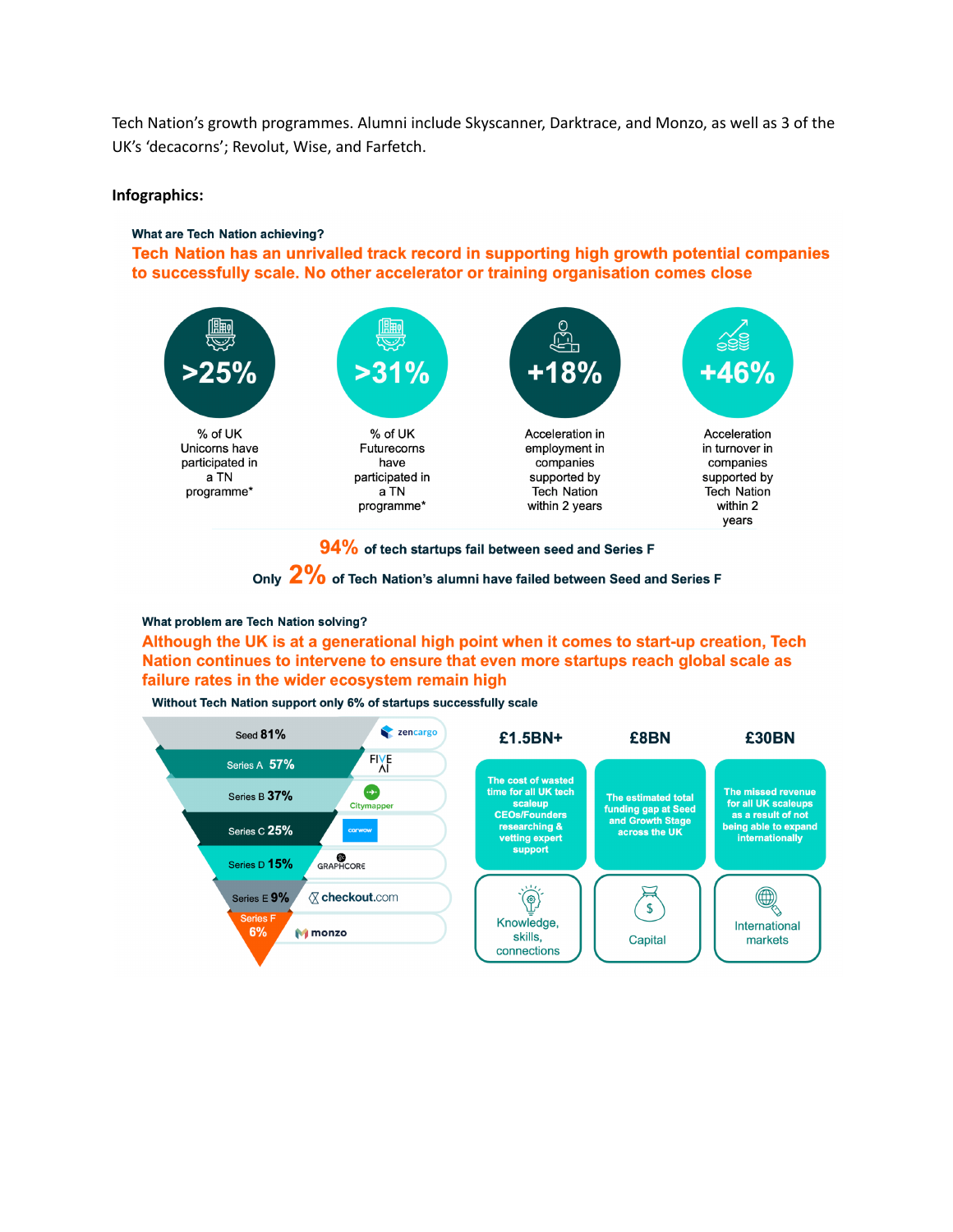Tech Nation's growth programmes. Alumni include Skyscanner, Darktrace, and Monzo, as well as 3 of the UK's 'decacorns'; Revolut, Wise, and Farfetch.

**Infographics:**

**What are Tech Nation achieving?**

**Tech Nation has an unrivalled track record in supporting high growth potential companies to successfully scale. No other accelerator or training organisation comes close**

**>25%**
% of UK Unicorns have participated in a TN programme*

**>31%**
% of UK Futurecorns have participated in a TN programme*

**+18%**
Acceleration in employment in companies supported by Tech Nation within 2 years

**+46%**
Acceleration in turnover in companies supported by Tech Nation within 2 years

**94%** of tech startups fail between seed and Series F

Only **2%** of Tech Nation's alumni have failed between Seed and Series F

**What problem are Tech Nation solving?**

**Although the UK is at a generational high point when it comes to start-up creation, Tech Nation continues to intervene to ensure that even more startups reach global scale as failure rates in the wider ecosystem remain high**

**Without Tech Nation support only 6% of startups successfully scale**

Seed 81% — zencargo

Series A 57% — FIVE AI

Series B 37% — Citymapper

Series C 25% — carwow

Series D 15% — GRAPHCORE

Series E 9% — checkout.com

Series F 6% — monzo

**£1.5BN+**
The cost of wasted time for all UK tech scaleup CEOs/Founders researching & vetting expert support

Knowledge, skills, connections

**£8BN**
The estimated total funding gap at Seed and Growth Stage across the UK

Capital

**£30BN**
The missed revenue for all UK scaleups as a result of not being able to expand internationally

International markets